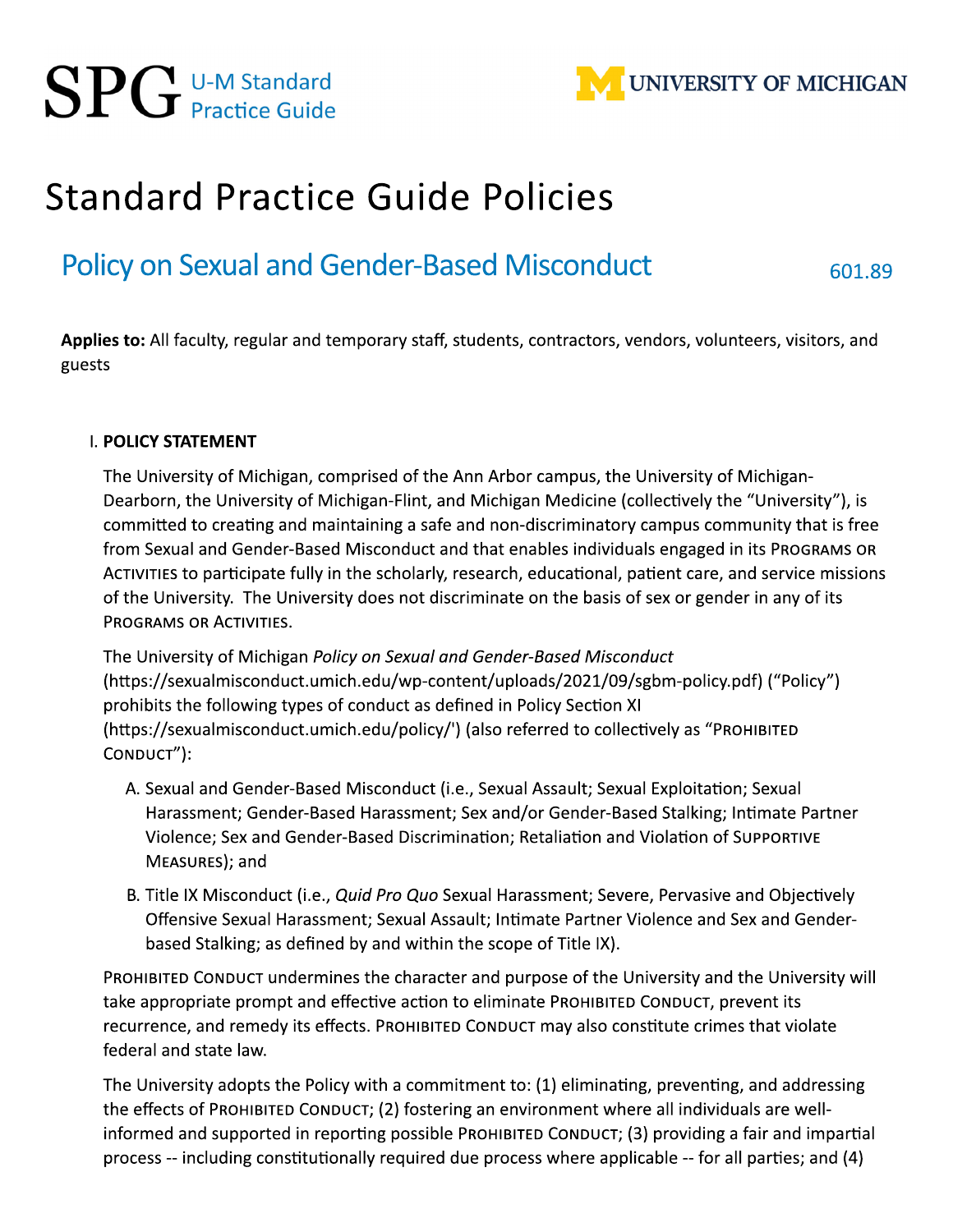# SPG U-M Standard Practice Guide

UNIVERSITY OF MICHIGAN

# Standard Practice Guide Policies

## Policy on Sexual and Gender-Based Misconduct 601.89

**Applies to:** All faculty, regular and temporary staff, students, contractors, vendors, volunteers, visitors, and guests

### I. POLICY STATEMENT

The University of Michigan, comprised of the Ann Arbor campus, the University of Michigan-Dearborn, the University of Michigan-Flint, and Michigan Medicine (collectively the "University"), is committed to creating and maintaining a safe and non-discriminatory campus community that is free from Sexual and Gender-Based Misconduct and that enables individuals engaged in its PROGRAMS OR ACTIVITIES to participate fully in the scholarly, research, educational, patient care, and service missions of the University. The University does not discriminate on the basis of sex or gender in any of its PROGRAMS OR ACTIVITIES.

The University of Michigan *Policy on Sexual and Gender-Based Misconduct* (https://sexualmisconduct.umich.edu/wp-content/uploads/2021/09/sgbm-policy.pdf) ("Policy") prohibits the following types of conduct as defined in Policy Section XI (https://sexualmisconduct.umich.edu/policy/') (also referred to collectively as "PROHIBITED CONDUCT"):

A. Sexual and Gender-Based Misconduct (i.e., Sexual Assault; Sexual Exploitation; Sexual Harassment; Gender-Based Harassment; Sex and/or Gender-Based Stalking; Intimate Partner Violence; Sex and Gender-Based Discrimination; Retaliation and Violation of SUPPORTIVE MEASURES); and

B. Title IX Misconduct (i.e., *Quid Pro Quo* Sexual Harassment; Severe, Pervasive and Objectively Offensive Sexual Harassment; Sexual Assault; Intimate Partner Violence and Sex and Gender-based Stalking; as defined by and within the scope of Title IX).

PROHIBITED CONDUCT undermines the character and purpose of the University and the University will take appropriate prompt and effective action to eliminate PROHIBITED CONDUCT, prevent its recurrence, and remedy its effects. PROHIBITED CONDUCT may also constitute crimes that violate federal and state law.

The University adopts the Policy with a commitment to: (1) eliminating, preventing, and addressing the effects of PROHIBITED CONDUCT; (2) fostering an environment where all individuals are well-informed and supported in reporting possible PROHIBITED CONDUCT; (3) providing a fair and impartial process -- including constitutionally required due process where applicable -- for all parties; and (4)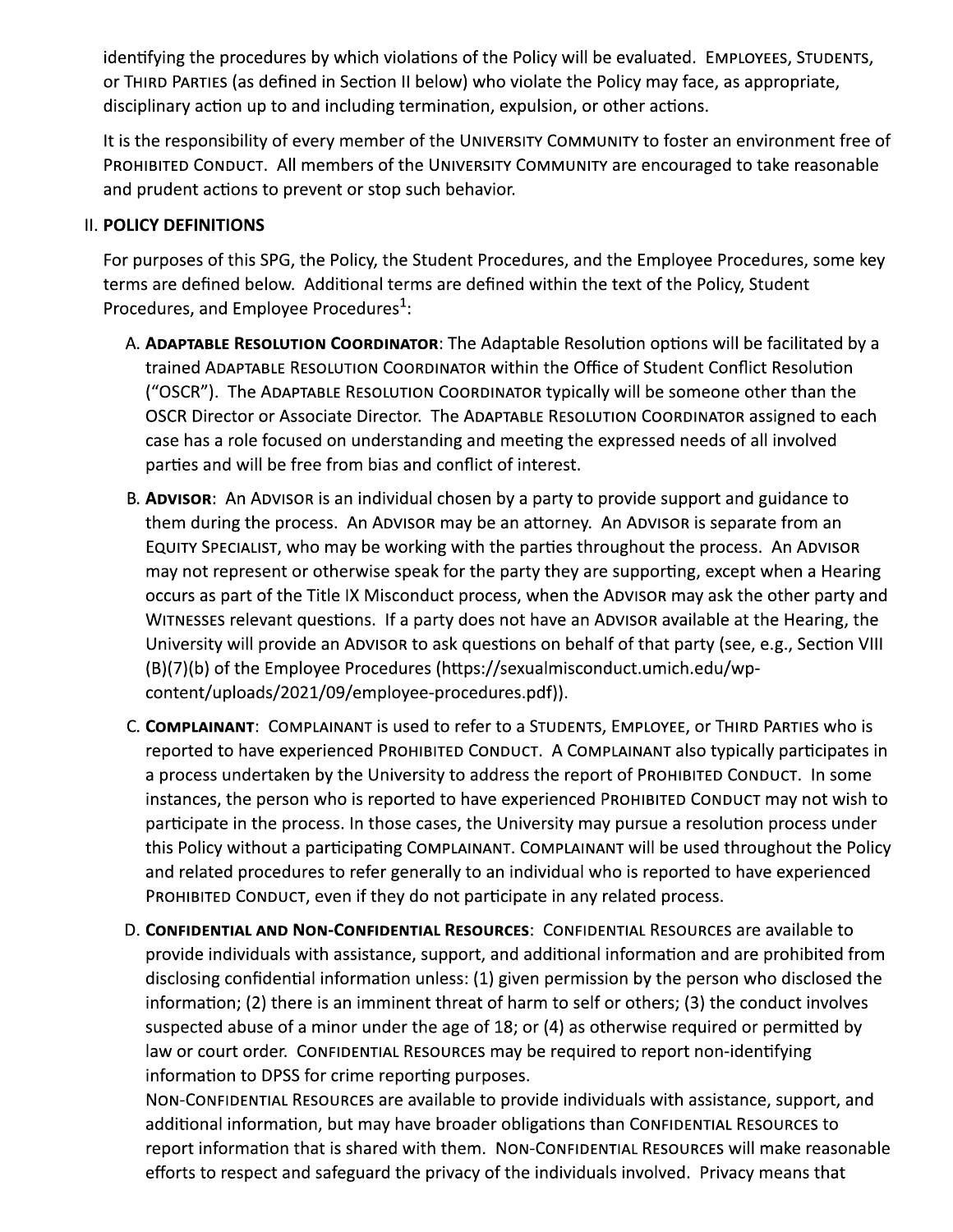identifying the procedures by which violations of the Policy will be evaluated. Employees, Students, or Third Parties (as defined in Section II below) who violate the Policy may face, as appropriate, disciplinary action up to and including termination, expulsion, or other actions.

It is the responsibility of every member of the University Community to foster an environment free of Prohibited Conduct. All members of the University Community are encouraged to take reasonable and prudent actions to prevent or stop such behavior.

## II. POLICY DEFINITIONS

For purposes of this SPG, the Policy, the Student Procedures, and the Employee Procedures, some key terms are defined below. Additional terms are defined within the text of the Policy, Student Procedures, and Employee Procedures[1]:

A. **Adaptable Resolution Coordinator**: The Adaptable Resolution options will be facilitated by a trained Adaptable Resolution Coordinator within the Office of Student Conflict Resolution ("OSCR"). The Adaptable Resolution Coordinator typically will be someone other than the OSCR Director or Associate Director. The Adaptable Resolution Coordinator assigned to each case has a role focused on understanding and meeting the expressed needs of all involved parties and will be free from bias and conflict of interest.

B. **Advisor**: An Advisor is an individual chosen by a party to provide support and guidance to them during the process. An Advisor may be an attorney. An Advisor is separate from an Equity Specialist, who may be working with the parties throughout the process. An Advisor may not represent or otherwise speak for the party they are supporting, except when a Hearing occurs as part of the Title IX Misconduct process, when the Advisor may ask the other party and Witnesses relevant questions. If a party does not have an Advisor available at the Hearing, the University will provide an Advisor to ask questions on behalf of that party (see, e.g., Section VIII (B)(7)(b) of the Employee Procedures (https://sexualmisconduct.umich.edu/wp-content/uploads/2021/09/employee-procedures.pdf)).

C. **Complainant**: Complainant is used to refer to a Students, Employee, or Third Parties who is reported to have experienced Prohibited Conduct. A Complainant also typically participates in a process undertaken by the University to address the report of Prohibited Conduct. In some instances, the person who is reported to have experienced Prohibited Conduct may not wish to participate in the process. In those cases, the University may pursue a resolution process under this Policy without a participating Complainant. Complainant will be used throughout the Policy and related procedures to refer generally to an individual who is reported to have experienced Prohibited Conduct, even if they do not participate in any related process.

D. **Confidential and Non-Confidential Resources**: Confidential Resources are available to provide individuals with assistance, support, and additional information and are prohibited from disclosing confidential information unless: (1) given permission by the person who disclosed the information; (2) there is an imminent threat of harm to self or others; (3) the conduct involves suspected abuse of a minor under the age of 18; or (4) as otherwise required or permitted by law or court order. Confidential Resources may be required to report non-identifying information to DPSS for crime reporting purposes.

Non-Confidential Resources are available to provide individuals with assistance, support, and additional information, but may have broader obligations than Confidential Resources to report information that is shared with them. Non-Confidential Resources will make reasonable efforts to respect and safeguard the privacy of the individuals involved. Privacy means that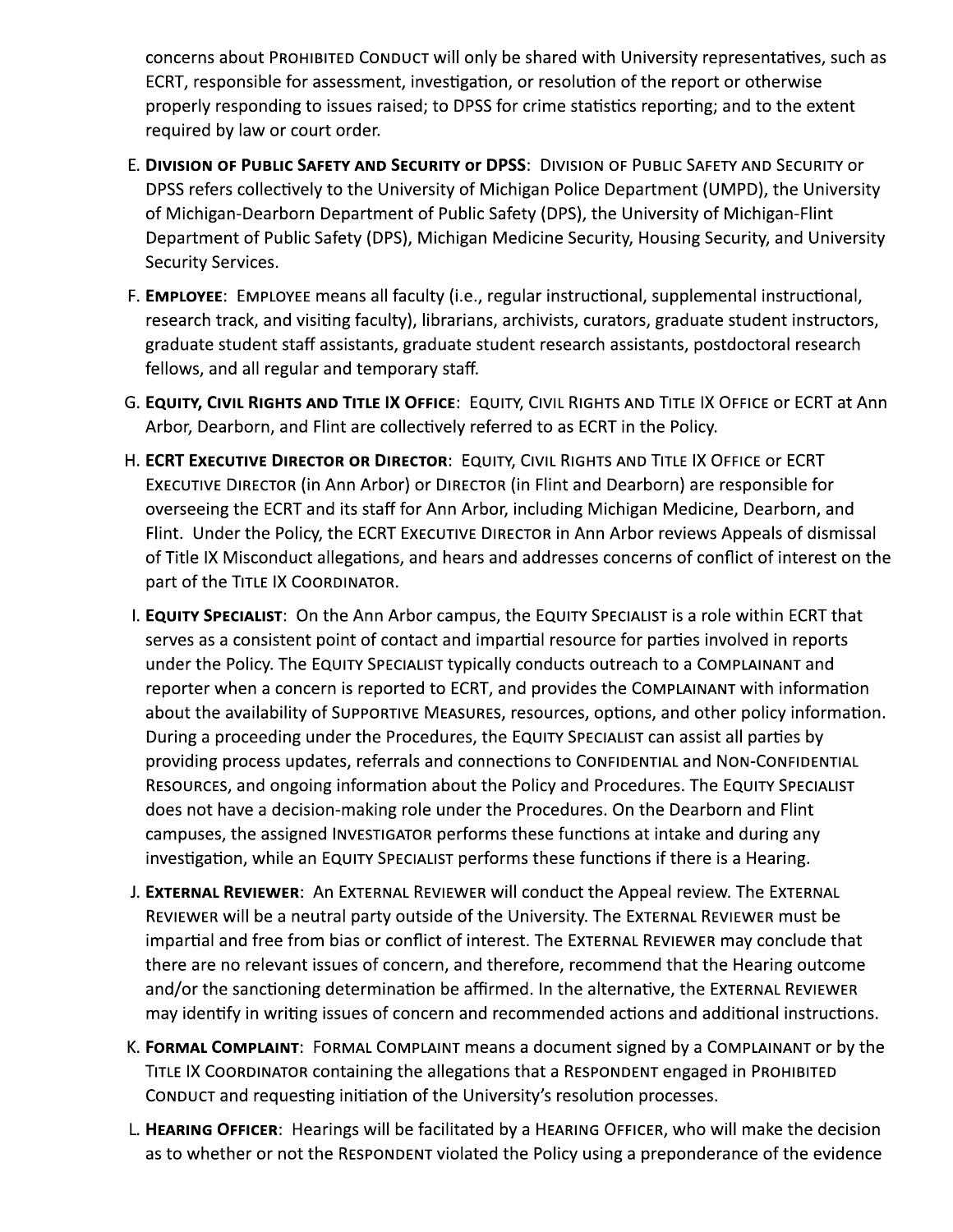concerns about Prohibited Conduct will only be shared with University representatives, such as ECRT, responsible for assessment, investigation, or resolution of the report or otherwise properly responding to issues raised; to DPSS for crime statistics reporting; and to the extent required by law or court order.

E. **Division of Public Safety and Security or DPSS**: Division of Public Safety and Security or DPSS refers collectively to the University of Michigan Police Department (UMPD), the University of Michigan-Dearborn Department of Public Safety (DPS), the University of Michigan-Flint Department of Public Safety (DPS), Michigan Medicine Security, Housing Security, and University Security Services.

F. **Employee**: Employee means all faculty (i.e., regular instructional, supplemental instructional, research track, and visiting faculty), librarians, archivists, curators, graduate student instructors, graduate student staff assistants, graduate student research assistants, postdoctoral research fellows, and all regular and temporary staff.

G. **Equity, Civil Rights and Title IX Office**: Equity, Civil Rights and Title IX Office or ECRT at Ann Arbor, Dearborn, and Flint are collectively referred to as ECRT in the Policy.

H. **ECRT Executive Director or Director**: Equity, Civil Rights and Title IX Office or ECRT Executive Director (in Ann Arbor) or Director (in Flint and Dearborn) are responsible for overseeing the ECRT and its staff for Ann Arbor, including Michigan Medicine, Dearborn, and Flint. Under the Policy, the ECRT Executive Director in Ann Arbor reviews Appeals of dismissal of Title IX Misconduct allegations, and hears and addresses concerns of conflict of interest on the part of the Title IX Coordinator.

I. **Equity Specialist**: On the Ann Arbor campus, the Equity Specialist is a role within ECRT that serves as a consistent point of contact and impartial resource for parties involved in reports under the Policy. The Equity Specialist typically conducts outreach to a Complainant and reporter when a concern is reported to ECRT, and provides the Complainant with information about the availability of Supportive Measures, resources, options, and other policy information. During a proceeding under the Procedures, the Equity Specialist can assist all parties by providing process updates, referrals and connections to Confidential and Non-Confidential Resources, and ongoing information about the Policy and Procedures. The Equity Specialist does not have a decision-making role under the Procedures. On the Dearborn and Flint campuses, the assigned Investigator performs these functions at intake and during any investigation, while an Equity Specialist performs these functions if there is a Hearing.

J. **External Reviewer**: An External Reviewer will conduct the Appeal review. The External Reviewer will be a neutral party outside of the University. The External Reviewer must be impartial and free from bias or conflict of interest. The External Reviewer may conclude that there are no relevant issues of concern, and therefore, recommend that the Hearing outcome and/or the sanctioning determination be affirmed. In the alternative, the External Reviewer may identify in writing issues of concern and recommended actions and additional instructions.

K. **Formal Complaint**: Formal Complaint means a document signed by a Complainant or by the Title IX Coordinator containing the allegations that a Respondent engaged in Prohibited Conduct and requesting initiation of the University's resolution processes.

L. **Hearing Officer**: Hearings will be facilitated by a Hearing Officer, who will make the decision as to whether or not the Respondent violated the Policy using a preponderance of the evidence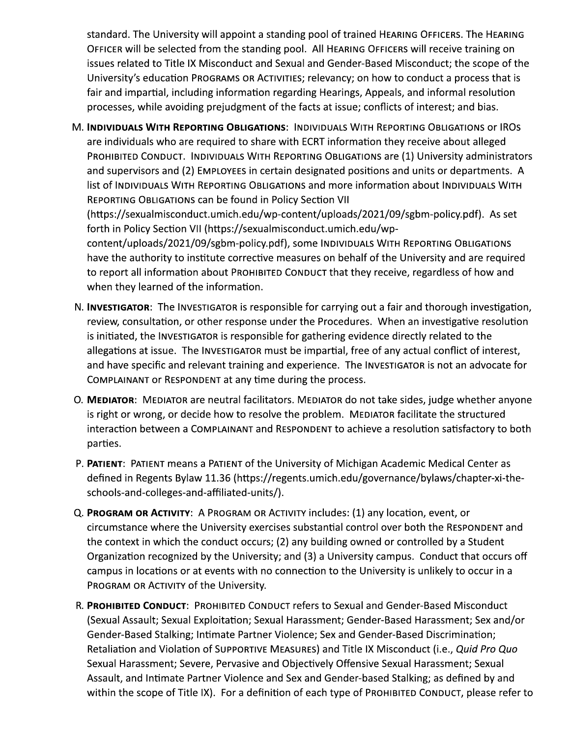standard. The University will appoint a standing pool of trained Hearing Officers. The Hearing Officer will be selected from the standing pool. All Hearing Officers will receive training on issues related to Title IX Misconduct and Sexual and Gender-Based Misconduct; the scope of the University's education Programs or Activities; relevancy; on how to conduct a process that is fair and impartial, including information regarding Hearings, Appeals, and informal resolution processes, while avoiding prejudgment of the facts at issue; conflicts of interest; and bias.

M. **Individuals With Reporting Obligations**: Individuals With Reporting Obligations or IROs are individuals who are required to share with ECRT information they receive about alleged Prohibited Conduct. Individuals With Reporting Obligations are (1) University administrators and supervisors and (2) Employees in certain designated positions and units or departments. A list of Individuals With Reporting Obligations and more information about Individuals With Reporting Obligations can be found in Policy Section VII (https://sexualmisconduct.umich.edu/wp-content/uploads/2021/09/sgbm-policy.pdf). As set forth in Policy Section VII (https://sexualmisconduct.umich.edu/wp-content/uploads/2021/09/sgbm-policy.pdf), some Individuals With Reporting Obligations have the authority to institute corrective measures on behalf of the University and are required to report all information about Prohibited Conduct that they receive, regardless of how and when they learned of the information.

N. **Investigator**: The Investigator is responsible for carrying out a fair and thorough investigation, review, consultation, or other response under the Procedures. When an investigative resolution is initiated, the Investigator is responsible for gathering evidence directly related to the allegations at issue. The Investigator must be impartial, free of any actual conflict of interest, and have specific and relevant training and experience. The Investigator is not an advocate for Complainant or Respondent at any time during the process.

O. **Mediator**: Mediator are neutral facilitators. Mediator do not take sides, judge whether anyone is right or wrong, or decide how to resolve the problem. Mediator facilitate the structured interaction between a Complainant and Respondent to achieve a resolution satisfactory to both parties.

P. **Patient**: Patient means a Patient of the University of Michigan Academic Medical Center as defined in Regents Bylaw 11.36 (https://regents.umich.edu/governance/bylaws/chapter-xi-the-schools-and-colleges-and-affiliated-units/).

Q. **Program or Activity**: A Program or Activity includes: (1) any location, event, or circumstance where the University exercises substantial control over both the Respondent and the context in which the conduct occurs; (2) any building owned or controlled by a Student Organization recognized by the University; and (3) a University campus. Conduct that occurs off campus in locations or at events with no connection to the University is unlikely to occur in a Program or Activity of the University.

R. **Prohibited Conduct**: Prohibited Conduct refers to Sexual and Gender-Based Misconduct (Sexual Assault; Sexual Exploitation; Sexual Harassment; Gender-Based Harassment; Sex and/or Gender-Based Stalking; Intimate Partner Violence; Sex and Gender-Based Discrimination; Retaliation and Violation of Supportive Measures) and Title IX Misconduct (i.e., *Quid Pro Quo* Sexual Harassment; Severe, Pervasive and Objectively Offensive Sexual Harassment; Sexual Assault, and Intimate Partner Violence and Sex and Gender-based Stalking; as defined by and within the scope of Title IX). For a definition of each type of Prohibited Conduct, please refer to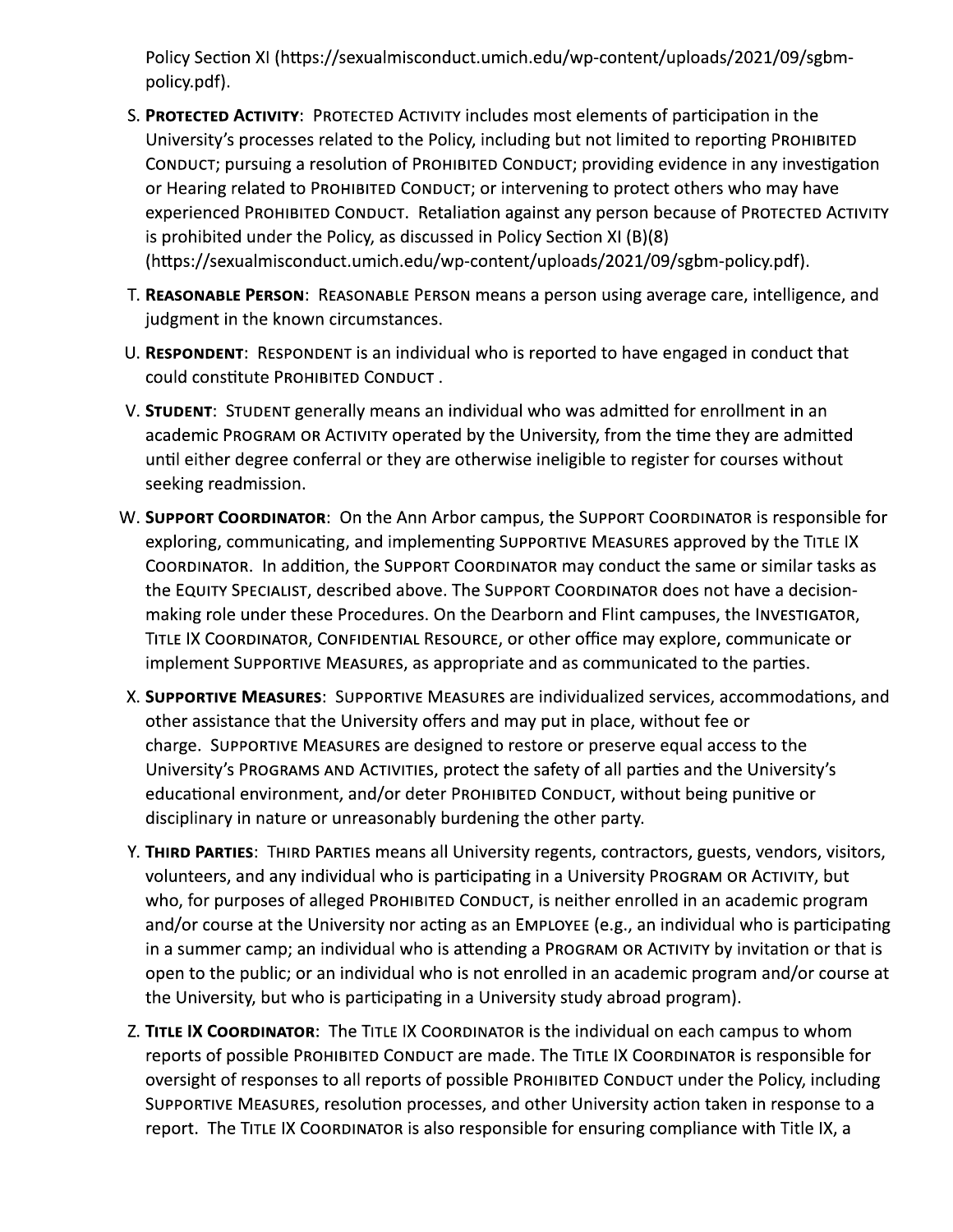Policy Section XI (https://sexualmisconduct.umich.edu/wp-content/uploads/2021/09/sgbm-policy.pdf).

S. **Protected Activity**: Protected Activity includes most elements of participation in the University's processes related to the Policy, including but not limited to reporting Prohibited Conduct; pursuing a resolution of Prohibited Conduct; providing evidence in any investigation or Hearing related to Prohibited Conduct; or intervening to protect others who may have experienced Prohibited Conduct. Retaliation against any person because of Protected Activity is prohibited under the Policy, as discussed in Policy Section XI (B)(8) (https://sexualmisconduct.umich.edu/wp-content/uploads/2021/09/sgbm-policy.pdf).

T. **Reasonable Person**: Reasonable Person means a person using average care, intelligence, and judgment in the known circumstances.

U. **Respondent**: Respondent is an individual who is reported to have engaged in conduct that could constitute Prohibited Conduct .

V. **Student**: Student generally means an individual who was admitted for enrollment in an academic Program or Activity operated by the University, from the time they are admitted until either degree conferral or they are otherwise ineligible to register for courses without seeking readmission.

W. **Support Coordinator**: On the Ann Arbor campus, the Support Coordinator is responsible for exploring, communicating, and implementing Supportive Measures approved by the Title IX Coordinator. In addition, the Support Coordinator may conduct the same or similar tasks as the Equity Specialist, described above. The Support Coordinator does not have a decision-making role under these Procedures. On the Dearborn and Flint campuses, the Investigator, Title IX Coordinator, Confidential Resource, or other office may explore, communicate or implement Supportive Measures, as appropriate and as communicated to the parties.

X. **Supportive Measures**: Supportive Measures are individualized services, accommodations, and other assistance that the University offers and may put in place, without fee or charge. Supportive Measures are designed to restore or preserve equal access to the University's Programs and Activities, protect the safety of all parties and the University's educational environment, and/or deter Prohibited Conduct, without being punitive or disciplinary in nature or unreasonably burdening the other party.

Y. **Third Parties**: Third Parties means all University regents, contractors, guests, vendors, visitors, volunteers, and any individual who is participating in a University Program or Activity, but who, for purposes of alleged Prohibited Conduct, is neither enrolled in an academic program and/or course at the University nor acting as an Employee (e.g., an individual who is participating in a summer camp; an individual who is attending a Program or Activity by invitation or that is open to the public; or an individual who is not enrolled in an academic program and/or course at the University, but who is participating in a University study abroad program).

Z. **Title IX Coordinator**: The Title IX Coordinator is the individual on each campus to whom reports of possible Prohibited Conduct are made. The Title IX Coordinator is responsible for oversight of responses to all reports of possible Prohibited Conduct under the Policy, including Supportive Measures, resolution processes, and other University action taken in response to a report. The Title IX Coordinator is also responsible for ensuring compliance with Title IX, a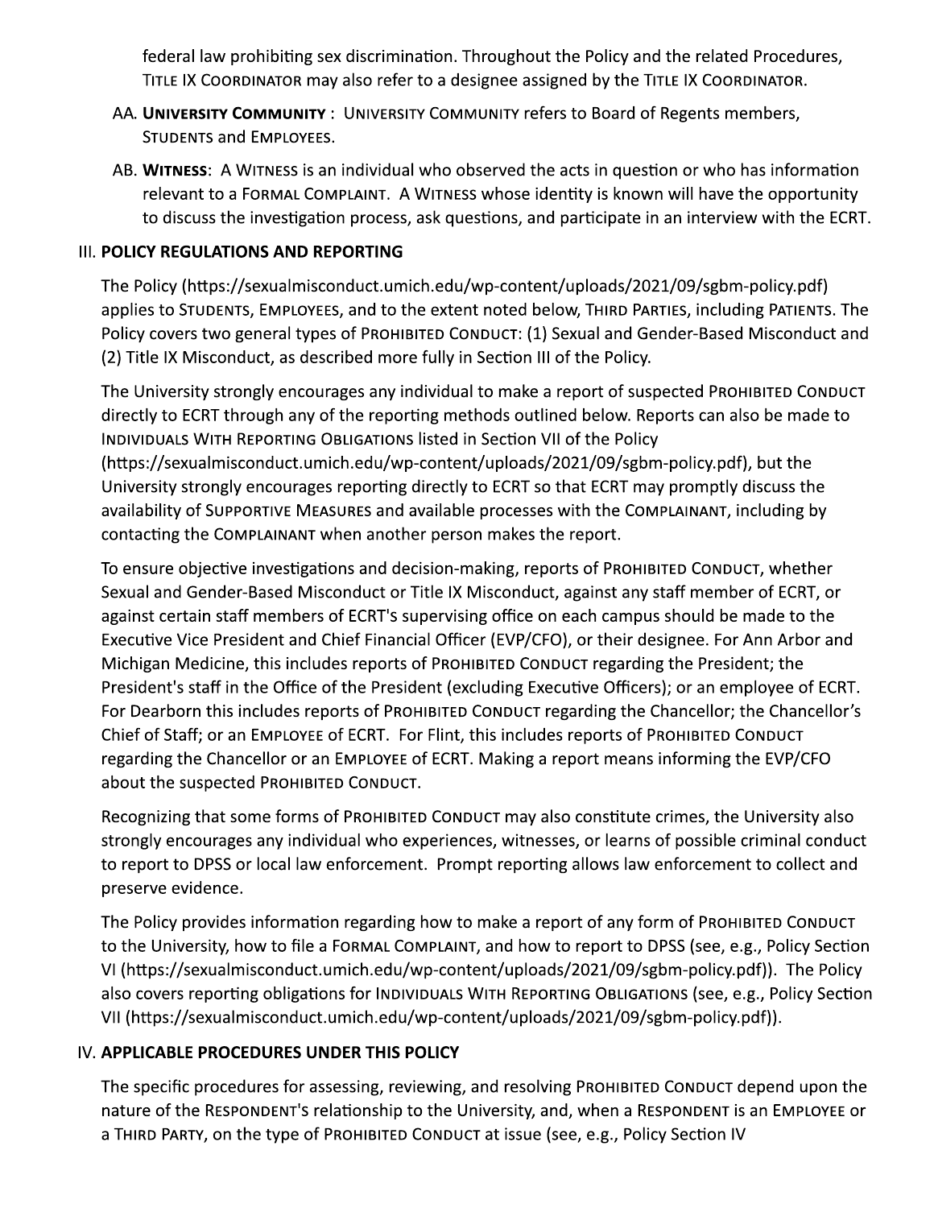federal law prohibiting sex discrimination. Throughout the Policy and the related Procedures, Title IX Coordinator may also refer to a designee assigned by the Title IX Coordinator.

AA. **University Community** : University Community refers to Board of Regents members, Students and Employees.

AB. **Witness**: A Witness is an individual who observed the acts in question or who has information relevant to a Formal Complaint. A Witness whose identity is known will have the opportunity to discuss the investigation process, ask questions, and participate in an interview with the ECRT.

## III. POLICY REGULATIONS AND REPORTING

The Policy (https://sexualmisconduct.umich.edu/wp-content/uploads/2021/09/sgbm-policy.pdf) applies to Students, Employees, and to the extent noted below, Third Parties, including Patients. The Policy covers two general types of Prohibited Conduct: (1) Sexual and Gender-Based Misconduct and (2) Title IX Misconduct, as described more fully in Section III of the Policy.

The University strongly encourages any individual to make a report of suspected Prohibited Conduct directly to ECRT through any of the reporting methods outlined below. Reports can also be made to Individuals With Reporting Obligations listed in Section VII of the Policy (https://sexualmisconduct.umich.edu/wp-content/uploads/2021/09/sgbm-policy.pdf), but the University strongly encourages reporting directly to ECRT so that ECRT may promptly discuss the availability of Supportive Measures and available processes with the Complainant, including by contacting the Complainant when another person makes the report.

To ensure objective investigations and decision-making, reports of Prohibited Conduct, whether Sexual and Gender-Based Misconduct or Title IX Misconduct, against any staff member of ECRT, or against certain staff members of ECRT's supervising office on each campus should be made to the Executive Vice President and Chief Financial Officer (EVP/CFO), or their designee. For Ann Arbor and Michigan Medicine, this includes reports of Prohibited Conduct regarding the President; the President's staff in the Office of the President (excluding Executive Officers); or an employee of ECRT. For Dearborn this includes reports of Prohibited Conduct regarding the Chancellor; the Chancellor's Chief of Staff; or an Employee of ECRT. For Flint, this includes reports of Prohibited Conduct regarding the Chancellor or an Employee of ECRT. Making a report means informing the EVP/CFO about the suspected Prohibited Conduct.

Recognizing that some forms of Prohibited Conduct may also constitute crimes, the University also strongly encourages any individual who experiences, witnesses, or learns of possible criminal conduct to report to DPSS or local law enforcement. Prompt reporting allows law enforcement to collect and preserve evidence.

The Policy provides information regarding how to make a report of any form of Prohibited Conduct to the University, how to file a Formal Complaint, and how to report to DPSS (see, e.g., Policy Section VI (https://sexualmisconduct.umich.edu/wp-content/uploads/2021/09/sgbm-policy.pdf)). The Policy also covers reporting obligations for Individuals With Reporting Obligations (see, e.g., Policy Section VII (https://sexualmisconduct.umich.edu/wp-content/uploads/2021/09/sgbm-policy.pdf)).

## IV. APPLICABLE PROCEDURES UNDER THIS POLICY

The specific procedures for assessing, reviewing, and resolving Prohibited Conduct depend upon the nature of the Respondent's relationship to the University, and, when a Respondent is an Employee or a Third Party, on the type of Prohibited Conduct at issue (see, e.g., Policy Section IV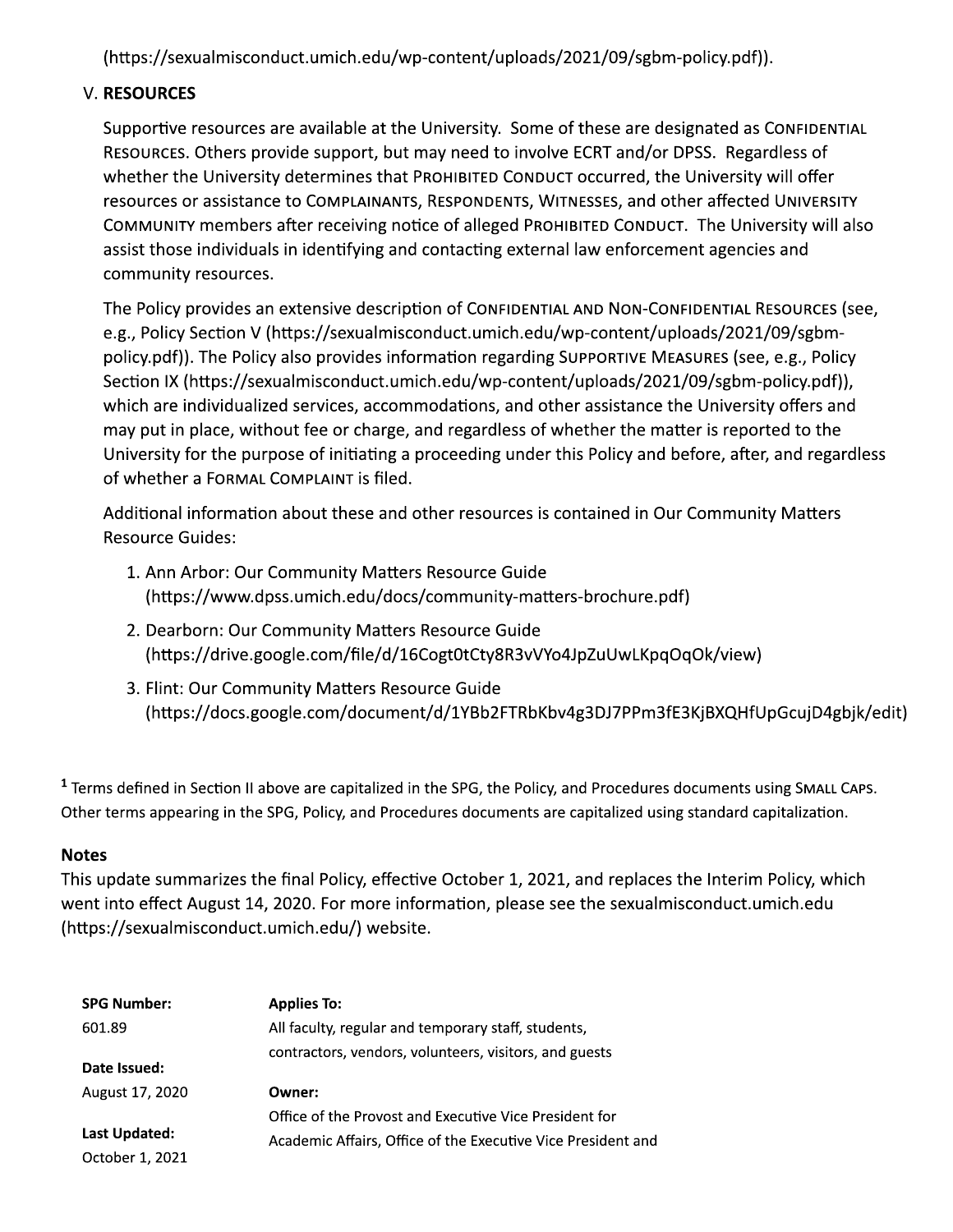(https://sexualmisconduct.umich.edu/wp-content/uploads/2021/09/sgbm-policy.pdf)).

## V. RESOURCES

Supportive resources are available at the University. Some of these are designated as CONFIDENTIAL RESOURCES. Others provide support, but may need to involve ECRT and/or DPSS. Regardless of whether the University determines that PROHIBITED CONDUCT occurred, the University will offer resources or assistance to COMPLAINANTS, RESPONDENTS, WITNESSES, and other affected UNIVERSITY COMMUNITY members after receiving notice of alleged PROHIBITED CONDUCT. The University will also assist those individuals in identifying and contacting external law enforcement agencies and community resources.

The Policy provides an extensive description of CONFIDENTIAL AND NON-CONFIDENTIAL RESOURCES (see, e.g., Policy Section V (https://sexualmisconduct.umich.edu/wp-content/uploads/2021/09/sgbm-policy.pdf)). The Policy also provides information regarding SUPPORTIVE MEASURES (see, e.g., Policy Section IX (https://sexualmisconduct.umich.edu/wp-content/uploads/2021/09/sgbm-policy.pdf)), which are individualized services, accommodations, and other assistance the University offers and may put in place, without fee or charge, and regardless of whether the matter is reported to the University for the purpose of initiating a proceeding under this Policy and before, after, and regardless of whether a FORMAL COMPLAINT is filed.

Additional information about these and other resources is contained in Our Community Matters Resource Guides:

1. Ann Arbor: Our Community Matters Resource Guide (https://www.dpss.umich.edu/docs/community-matters-brochure.pdf)
2. Dearborn: Our Community Matters Resource Guide (https://drive.google.com/file/d/16Cogt0tCty8R3vVYo4JpZuUwLKpqOqOk/view)
3. Flint: Our Community Matters Resource Guide (https://docs.google.com/document/d/1YBb2FTRbKbv4g3DJ7PPm3fE3KjBXQHfUpGcujD4gbjk/edit)

[1] Terms defined in Section II above are capitalized in the SPG, the Policy, and Procedures documents using SMALL CAPS. Other terms appearing in the SPG, Policy, and Procedures documents are capitalized using standard capitalization.

### Notes

This update summarizes the final Policy, effective October 1, 2021, and replaces the Interim Policy, which went into effect August 14, 2020. For more information, please see the sexualmisconduct.umich.edu (https://sexualmisconduct.umich.edu/) website.

**SPG Number:**
601.89

**Date Issued:**
August 17, 2020

**Last Updated:**
October 1, 2021

**Applies To:**
All faculty, regular and temporary staff, students, contractors, vendors, volunteers, visitors, and guests

**Owner:**
Office of the Provost and Executive Vice President for Academic Affairs, Office of the Executive Vice President and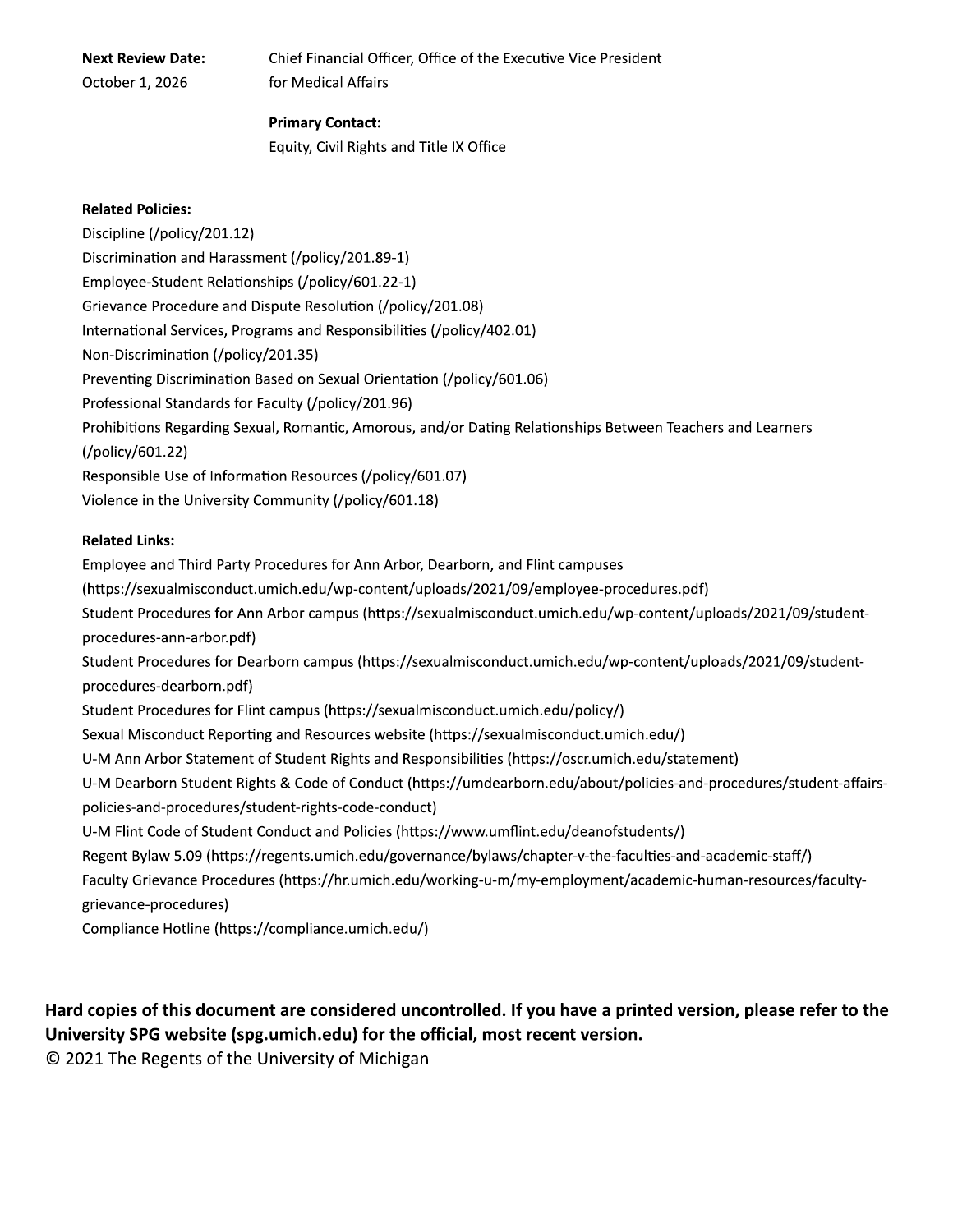**Next Review Date:**
October 1, 2026

Chief Financial Officer, Office of the Executive Vice President for Medical Affairs

**Primary Contact:**
Equity, Civil Rights and Title IX Office

**Related Policies:**

Discipline (/policy/201.12)
Discrimination and Harassment (/policy/201.89-1)
Employee-Student Relationships (/policy/601.22-1)
Grievance Procedure and Dispute Resolution (/policy/201.08)
International Services, Programs and Responsibilities (/policy/402.01)
Non-Discrimination (/policy/201.35)
Preventing Discrimination Based on Sexual Orientation (/policy/601.06)
Professional Standards for Faculty (/policy/201.96)
Prohibitions Regarding Sexual, Romantic, Amorous, and/or Dating Relationships Between Teachers and Learners (/policy/601.22)
Responsible Use of Information Resources (/policy/601.07)
Violence in the University Community (/policy/601.18)

**Related Links:**

Employee and Third Party Procedures for Ann Arbor, Dearborn, and Flint campuses (https://sexualmisconduct.umich.edu/wp-content/uploads/2021/09/employee-procedures.pdf)
Student Procedures for Ann Arbor campus (https://sexualmisconduct.umich.edu/wp-content/uploads/2021/09/student-procedures-ann-arbor.pdf)
Student Procedures for Dearborn campus (https://sexualmisconduct.umich.edu/wp-content/uploads/2021/09/student-procedures-dearborn.pdf)
Student Procedures for Flint campus (https://sexualmisconduct.umich.edu/policy/)
Sexual Misconduct Reporting and Resources website (https://sexualmisconduct.umich.edu/)
U-M Ann Arbor Statement of Student Rights and Responsibilities (https://oscr.umich.edu/statement)
U-M Dearborn Student Rights & Code of Conduct (https://umdearborn.edu/about/policies-and-procedures/student-affairs-policies-and-procedures/student-rights-code-conduct)
U-M Flint Code of Student Conduct and Policies (https://www.umflint.edu/deanofstudents/)
Regent Bylaw 5.09 (https://regents.umich.edu/governance/bylaws/chapter-v-the-faculties-and-academic-staff/)
Faculty Grievance Procedures (https://hr.umich.edu/working-u-m/my-employment/academic-human-resources/faculty-grievance-procedures)
Compliance Hotline (https://compliance.umich.edu/)

**Hard copies of this document are considered uncontrolled. If you have a printed version, please refer to the University SPG website (spg.umich.edu) for the official, most recent version.**
© 2021 The Regents of the University of Michigan